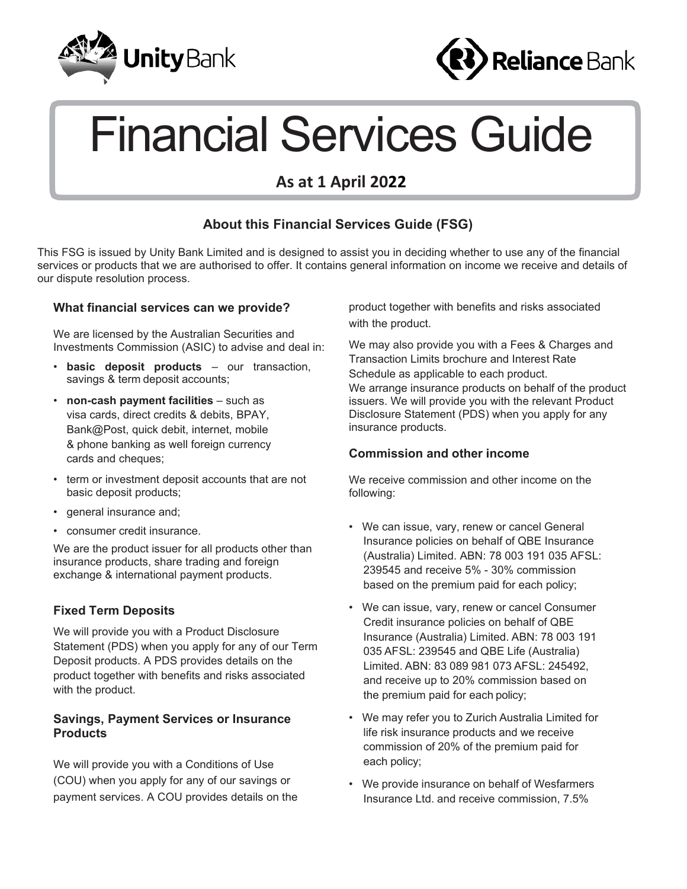Unity Bank

Reliance Bank

# Financial Services Guide

**As at 1 April 2022**

## About this Financial Services Guide (FSG)

This FSG is issued by Unity Bank Limited and is designed to assist you in deciding whether to use any of the financial services or products that we are authorised to offer. It contains general information on income we receive and details of our dispute resolution process.

### What financial services can we provide?

We are licensed by the Australian Securities and Investments Commission (ASIC) to advise and deal in:

- **basic deposit products** – our transaction, savings & term deposit accounts;
- **non-cash payment facilities** – such as visa cards, direct credits & debits, BPAY, Bank@Post, quick debit, internet, mobile & phone banking as well foreign currency cards and cheques;
- term or investment deposit accounts that are not basic deposit products;
- general insurance and;
- consumer credit insurance.

We are the product issuer for all products other than insurance products, share trading and foreign exchange & international payment products.

### Fixed Term Deposits

We will provide you with a Product Disclosure Statement (PDS) when you apply for any of our Term Deposit products. A PDS provides details on the product together with benefits and risks associated with the product.

### Savings, Payment Services or Insurance Products

We will provide you with a Conditions of Use (COU) when you apply for any of our savings or payment services. A COU provides details on the product together with benefits and risks associated with the product.

We may also provide you with a Fees & Charges and Transaction Limits brochure and Interest Rate Schedule as applicable to each product.
We arrange insurance products on behalf of the product issuers. We will provide you with the relevant Product Disclosure Statement (PDS) when you apply for any insurance products.

### Commission and other income

We receive commission and other income on the following:

- We can issue, vary, renew or cancel General Insurance policies on behalf of QBE Insurance (Australia) Limited. ABN: 78 003 191 035 AFSL: 239545 and receive 5% - 30% commission based on the premium paid for each policy;
- We can issue, vary, renew or cancel Consumer Credit insurance policies on behalf of QBE Insurance (Australia) Limited. ABN: 78 003 191 035 AFSL: 239545 and QBE Life (Australia) Limited. ABN: 83 089 981 073 AFSL: 245492, and receive up to 20% commission based on the premium paid for each policy;
- We may refer you to Zurich Australia Limited for life risk insurance products and we receive commission of 20% of the premium paid for each policy;
- We provide insurance on behalf of Wesfarmers Insurance Ltd. and receive commission, 7.5%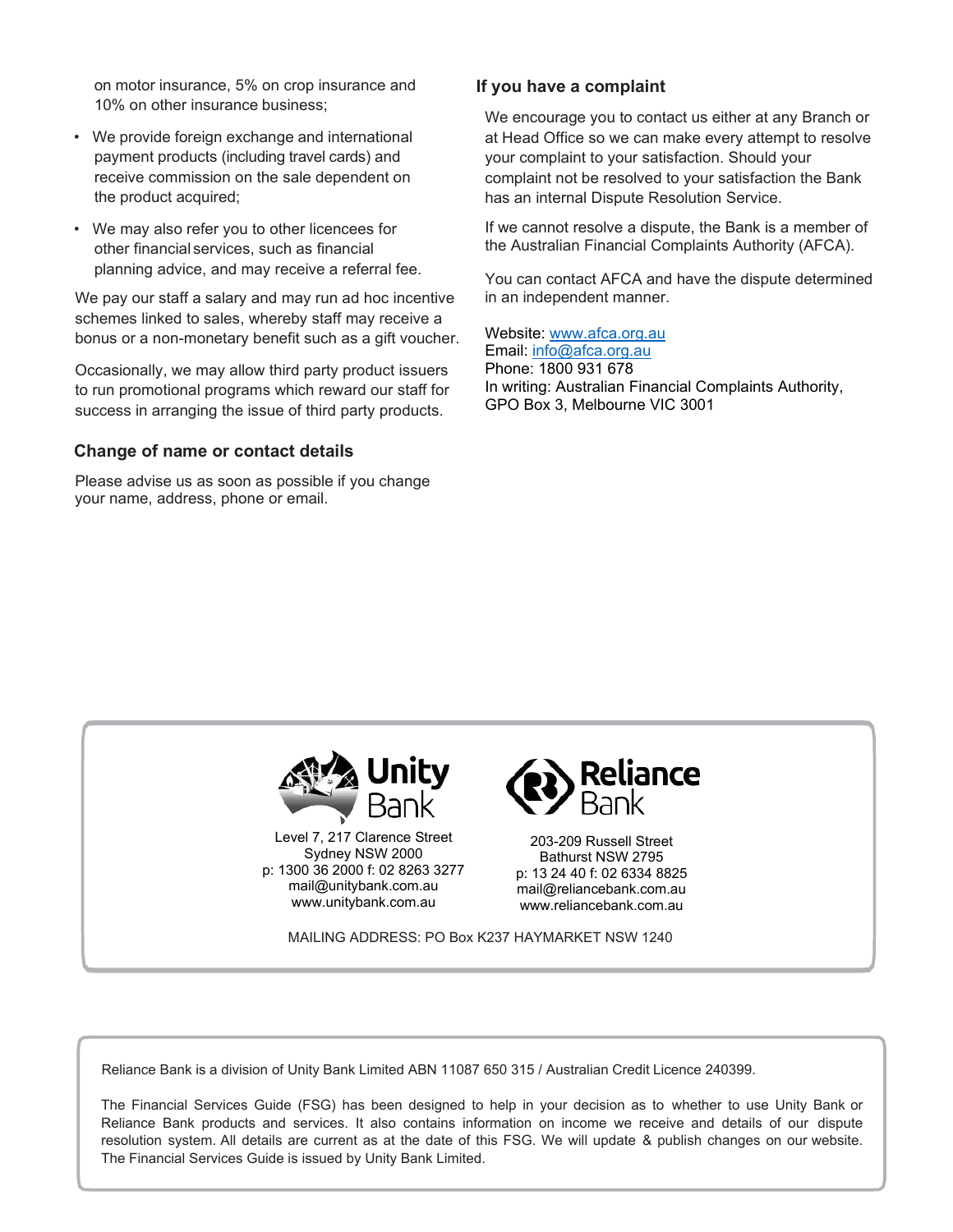on motor insurance, 5% on crop insurance and 10% on other insurance business;

- We provide foreign exchange and international payment products (including travel cards) and receive commission on the sale dependent on the product acquired;
- We may also refer you to other licencees for other financial services, such as financial planning advice, and may receive a referral fee.

We pay our staff a salary and may run ad hoc incentive schemes linked to sales, whereby staff may receive a bonus or a non-monetary benefit such as a gift voucher.

Occasionally, we may allow third party product issuers to run promotional programs which reward our staff for success in arranging the issue of third party products.

### Change of name or contact details

Please advise us as soon as possible if you change your name, address, phone or email.

### If you have a complaint

We encourage you to contact us either at any Branch or at Head Office so we can make every attempt to resolve your complaint to your satisfaction. Should your complaint not be resolved to your satisfaction the Bank has an internal Dispute Resolution Service.

If we cannot resolve a dispute, the Bank is a member of the Australian Financial Complaints Authority (AFCA).

You can contact AFCA and have the dispute determined in an independent manner.

Website: www.afca.org.au
Email: info@afca.org.au
Phone: 1800 931 678
In writing: Australian Financial Complaints Authority, GPO Box 3, Melbourne VIC 3001

**Unity Bank**

Level 7, 217 Clarence Street
Sydney NSW 2000
p: 1300 36 2000 f: 02 8263 3277
mail@unitybank.com.au
www.unitybank.com.au

**Reliance Bank**

203-209 Russell Street
Bathurst NSW 2795
p: 13 24 40 f: 02 6334 8825
mail@reliancebank.com.au
www.reliancebank.com.au

MAILING ADDRESS: PO Box K237 HAYMARKET NSW 1240

Reliance Bank is a division of Unity Bank Limited ABN 11087 650 315 / Australian Credit Licence 240399.

The Financial Services Guide (FSG) has been designed to help in your decision as to whether to use Unity Bank or Reliance Bank products and services. It also contains information on income we receive and details of our dispute resolution system. All details are current as at the date of this FSG. We will update & publish changes on our website. The Financial Services Guide is issued by Unity Bank Limited.